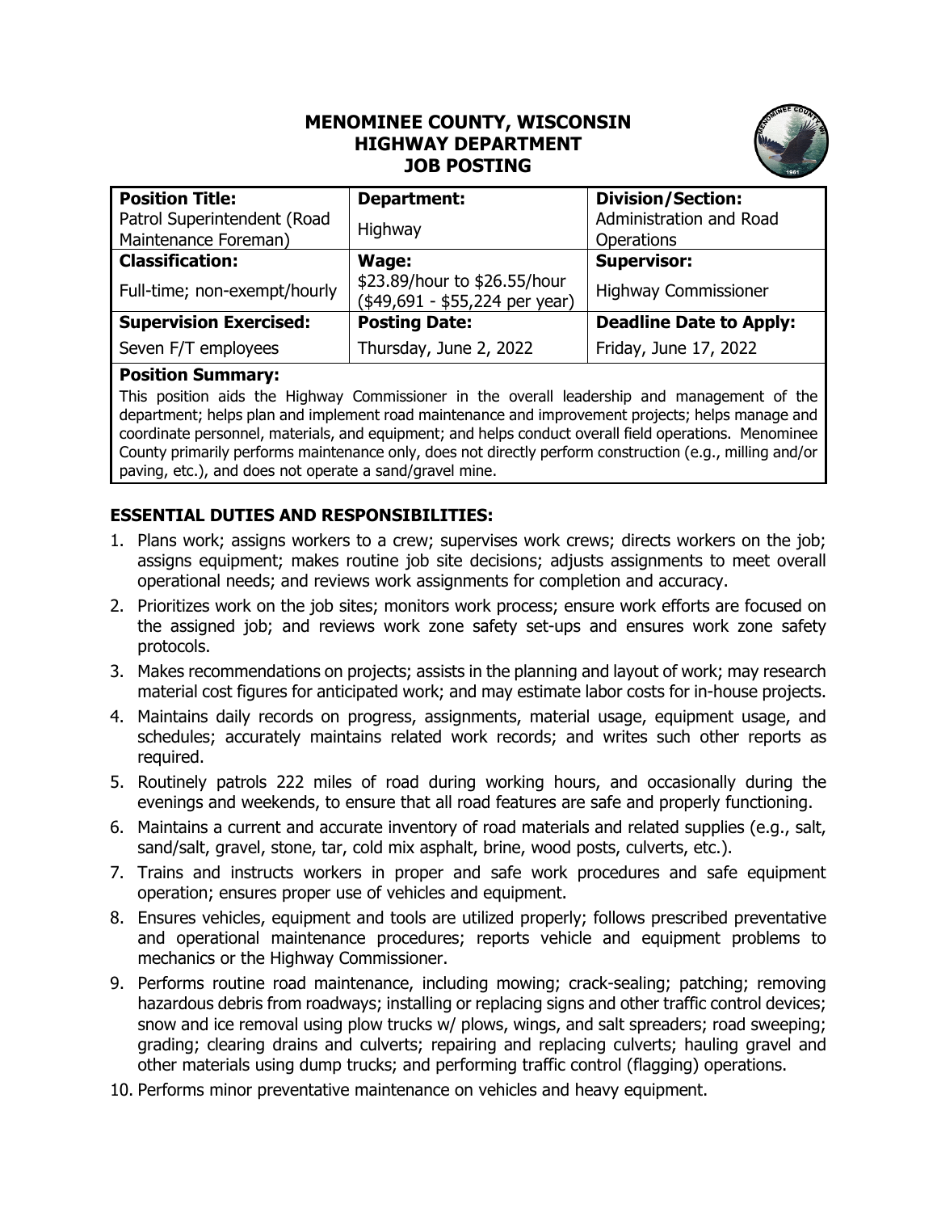# MENOMINEE COUNTY, WISCONSIN
# HIGHWAY DEPARTMENT
# JOB POSTING

| **Position Title:** | **Department:** | **Division/Section:** |
|---|---|---|
| Patrol Superintendent (Road Maintenance Foreman) | Highway | Administration and Road Operations |
| **Classification:** | **Wage:** | **Supervisor:** |
| Full-time; non-exempt/hourly | $23.89/hour to $26.55/hour ($49,691 - $55,224 per year) | Highway Commissioner |
| **Supervision Exercised:** | **Posting Date:** | **Deadline Date to Apply:** |
| Seven F/T employees | Thursday, June 2, 2022 | Friday, June 17, 2022 |

**Position Summary:**

This position aids the Highway Commissioner in the overall leadership and management of the department; helps plan and implement road maintenance and improvement projects; helps manage and coordinate personnel, materials, and equipment; and helps conduct overall field operations. Menominee County primarily performs maintenance only, does not directly perform construction (e.g., milling and/or paving, etc.), and does not operate a sand/gravel mine.

## ESSENTIAL DUTIES AND RESPONSIBILITIES:

1. Plans work; assigns workers to a crew; supervises work crews; directs workers on the job; assigns equipment; makes routine job site decisions; adjusts assignments to meet overall operational needs; and reviews work assignments for completion and accuracy.
2. Prioritizes work on the job sites; monitors work process; ensure work efforts are focused on the assigned job; and reviews work zone safety set-ups and ensures work zone safety protocols.
3. Makes recommendations on projects; assists in the planning and layout of work; may research material cost figures for anticipated work; and may estimate labor costs for in-house projects.
4. Maintains daily records on progress, assignments, material usage, equipment usage, and schedules; accurately maintains related work records; and writes such other reports as required.
5. Routinely patrols 222 miles of road during working hours, and occasionally during the evenings and weekends, to ensure that all road features are safe and properly functioning.
6. Maintains a current and accurate inventory of road materials and related supplies (e.g., salt, sand/salt, gravel, stone, tar, cold mix asphalt, brine, wood posts, culverts, etc.).
7. Trains and instructs workers in proper and safe work procedures and safe equipment operation; ensures proper use of vehicles and equipment.
8. Ensures vehicles, equipment and tools are utilized properly; follows prescribed preventative and operational maintenance procedures; reports vehicle and equipment problems to mechanics or the Highway Commissioner.
9. Performs routine road maintenance, including mowing; crack-sealing; patching; removing hazardous debris from roadways; installing or replacing signs and other traffic control devices; snow and ice removal using plow trucks w/ plows, wings, and salt spreaders; road sweeping; grading; clearing drains and culverts; repairing and replacing culverts; hauling gravel and other materials using dump trucks; and performing traffic control (flagging) operations.
10. Performs minor preventative maintenance on vehicles and heavy equipment.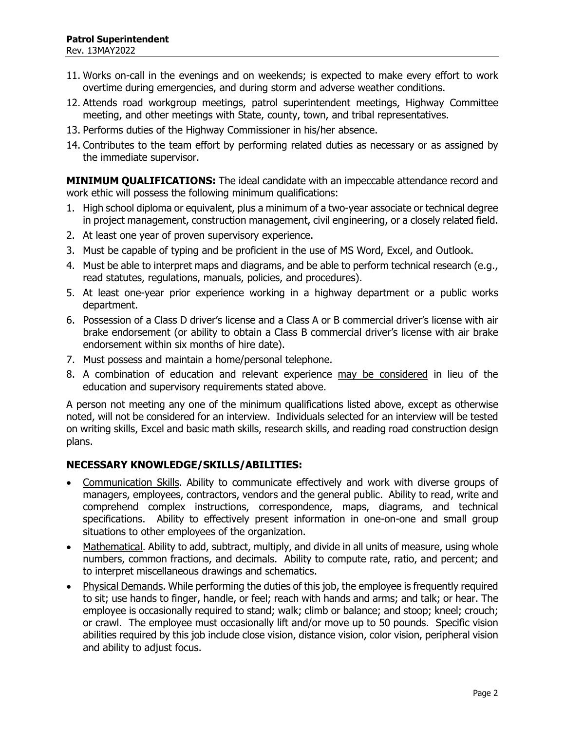11. Works on-call in the evenings and on weekends; is expected to make every effort to work overtime during emergencies, and during storm and adverse weather conditions.
12. Attends road workgroup meetings, patrol superintendent meetings, Highway Committee meeting, and other meetings with State, county, town, and tribal representatives.
13. Performs duties of the Highway Commissioner in his/her absence.
14. Contributes to the team effort by performing related duties as necessary or as assigned by the immediate supervisor.

**MINIMUM QUALIFICATIONS:** The ideal candidate with an impeccable attendance record and work ethic will possess the following minimum qualifications:

1. High school diploma or equivalent, plus a minimum of a two-year associate or technical degree in project management, construction management, civil engineering, or a closely related field.
2. At least one year of proven supervisory experience.
3. Must be capable of typing and be proficient in the use of MS Word, Excel, and Outlook.
4. Must be able to interpret maps and diagrams, and be able to perform technical research (e.g., read statutes, regulations, manuals, policies, and procedures).
5. At least one-year prior experience working in a highway department or a public works department.
6. Possession of a Class D driver's license and a Class A or B commercial driver's license with air brake endorsement (or ability to obtain a Class B commercial driver's license with air brake endorsement within six months of hire date).
7. Must possess and maintain a home/personal telephone.
8. A combination of education and relevant experience may be considered in lieu of the education and supervisory requirements stated above.

A person not meeting any one of the minimum qualifications listed above, except as otherwise noted, will not be considered for an interview. Individuals selected for an interview will be tested on writing skills, Excel and basic math skills, research skills, and reading road construction design plans.

## NECESSARY KNOWLEDGE/SKILLS/ABILITIES:

- Communication Skills. Ability to communicate effectively and work with diverse groups of managers, employees, contractors, vendors and the general public. Ability to read, write and comprehend complex instructions, correspondence, maps, diagrams, and technical specifications. Ability to effectively present information in one-on-one and small group situations to other employees of the organization.
- Mathematical. Ability to add, subtract, multiply, and divide in all units of measure, using whole numbers, common fractions, and decimals. Ability to compute rate, ratio, and percent; and to interpret miscellaneous drawings and schematics.
- Physical Demands. While performing the duties of this job, the employee is frequently required to sit; use hands to finger, handle, or feel; reach with hands and arms; and talk; or hear. The employee is occasionally required to stand; walk; climb or balance; and stoop; kneel; crouch; or crawl. The employee must occasionally lift and/or move up to 50 pounds. Specific vision abilities required by this job include close vision, distance vision, color vision, peripheral vision and ability to adjust focus.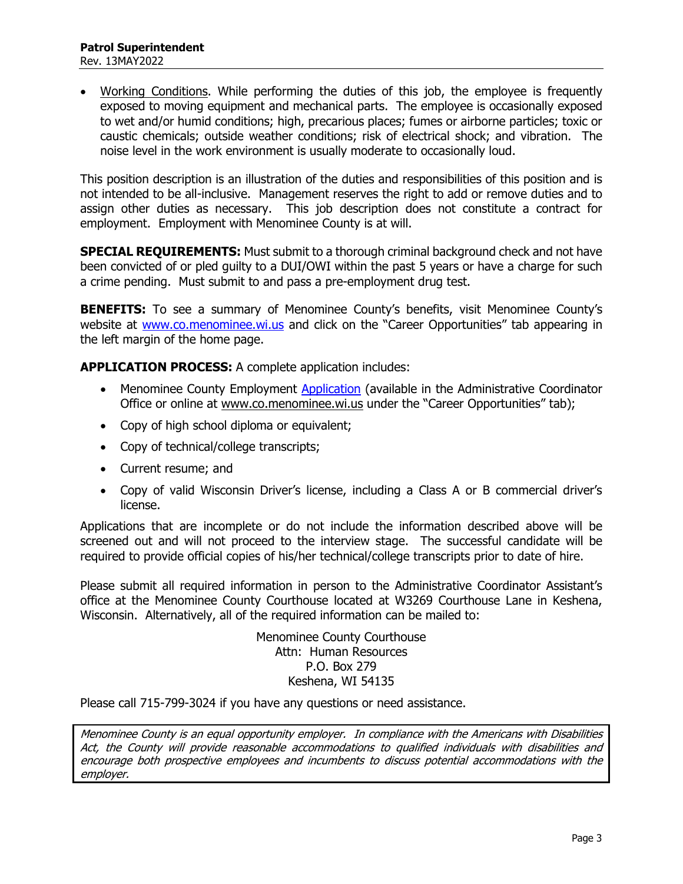- Working Conditions. While performing the duties of this job, the employee is frequently exposed to moving equipment and mechanical parts. The employee is occasionally exposed to wet and/or humid conditions; high, precarious places; fumes or airborne particles; toxic or caustic chemicals; outside weather conditions; risk of electrical shock; and vibration. The noise level in the work environment is usually moderate to occasionally loud.

This position description is an illustration of the duties and responsibilities of this position and is not intended to be all-inclusive. Management reserves the right to add or remove duties and to assign other duties as necessary. This job description does not constitute a contract for employment. Employment with Menominee County is at will.

**SPECIAL REQUIREMENTS:** Must submit to a thorough criminal background check and not have been convicted of or pled guilty to a DUI/OWI within the past 5 years or have a charge for such a crime pending. Must submit to and pass a pre-employment drug test.

**BENEFITS:** To see a summary of Menominee County's benefits, visit Menominee County's website at www.co.menominee.wi.us and click on the "Career Opportunities" tab appearing in the left margin of the home page.

**APPLICATION PROCESS:** A complete application includes:

- Menominee County Employment Application (available in the Administrative Coordinator Office or online at www.co.menominee.wi.us under the "Career Opportunities" tab);
- Copy of high school diploma or equivalent;
- Copy of technical/college transcripts;
- Current resume; and
- Copy of valid Wisconsin Driver's license, including a Class A or B commercial driver's license.

Applications that are incomplete or do not include the information described above will be screened out and will not proceed to the interview stage. The successful candidate will be required to provide official copies of his/her technical/college transcripts prior to date of hire.

Please submit all required information in person to the Administrative Coordinator Assistant's office at the Menominee County Courthouse located at W3269 Courthouse Lane in Keshena, Wisconsin. Alternatively, all of the required information can be mailed to:

Menominee County Courthouse
Attn: Human Resources
P.O. Box 279
Keshena, WI 54135

Please call 715-799-3024 if you have any questions or need assistance.

*Menominee County is an equal opportunity employer. In compliance with the Americans with Disabilities Act, the County will provide reasonable accommodations to qualified individuals with disabilities and encourage both prospective employees and incumbents to discuss potential accommodations with the employer.*